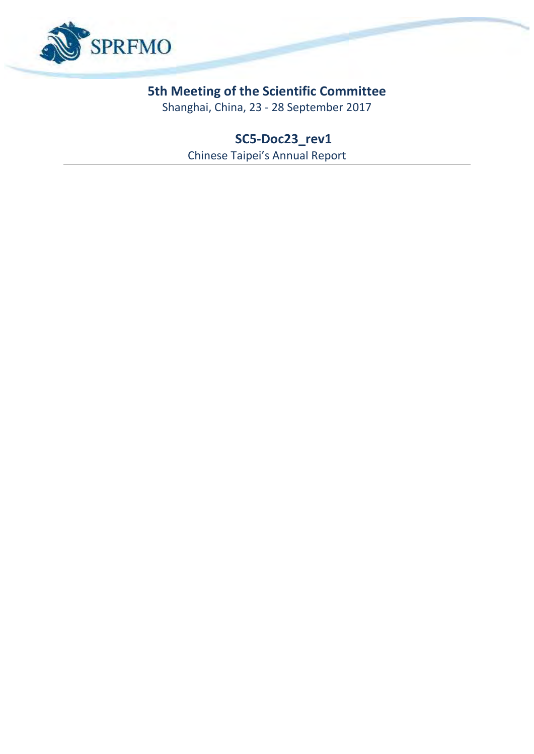SPRFMO

# 5th Meeting of the Scientific Committee

Shanghai, China, 23 - 28 September 2017

## SC5-Doc23_rev1

Chinese Taipei's Annual Report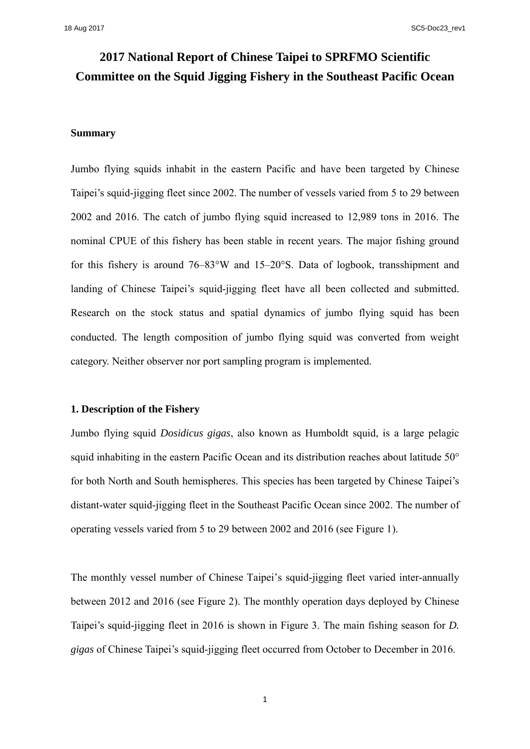# 2017 National Report of Chinese Taipei to SPRFMO Scientific Committee on the Squid Jigging Fishery in the Southeast Pacific Ocean

### Summary

Jumbo flying squids inhabit in the eastern Pacific and have been targeted by Chinese Taipei's squid-jigging fleet since 2002. The number of vessels varied from 5 to 29 between 2002 and 2016. The catch of jumbo flying squid increased to 12,989 tons in 2016. The nominal CPUE of this fishery has been stable in recent years. The major fishing ground for this fishery is around 76–83°W and 15–20°S. Data of logbook, transshipment and landing of Chinese Taipei's squid-jigging fleet have all been collected and submitted. Research on the stock status and spatial dynamics of jumbo flying squid has been conducted. The length composition of jumbo flying squid was converted from weight category. Neither observer nor port sampling program is implemented.

### 1. Description of the Fishery

Jumbo flying squid *Dosidicus gigas*, also known as Humboldt squid, is a large pelagic squid inhabiting in the eastern Pacific Ocean and its distribution reaches about latitude 50° for both North and South hemispheres. This species has been targeted by Chinese Taipei's distant-water squid-jigging fleet in the Southeast Pacific Ocean since 2002. The number of operating vessels varied from 5 to 29 between 2002 and 2016 (see Figure 1).

The monthly vessel number of Chinese Taipei's squid-jigging fleet varied inter-annually between 2012 and 2016 (see Figure 2). The monthly operation days deployed by Chinese Taipei's squid-jigging fleet in 2016 is shown in Figure 3. The main fishing season for *D. gigas* of Chinese Taipei's squid-jigging fleet occurred from October to December in 2016.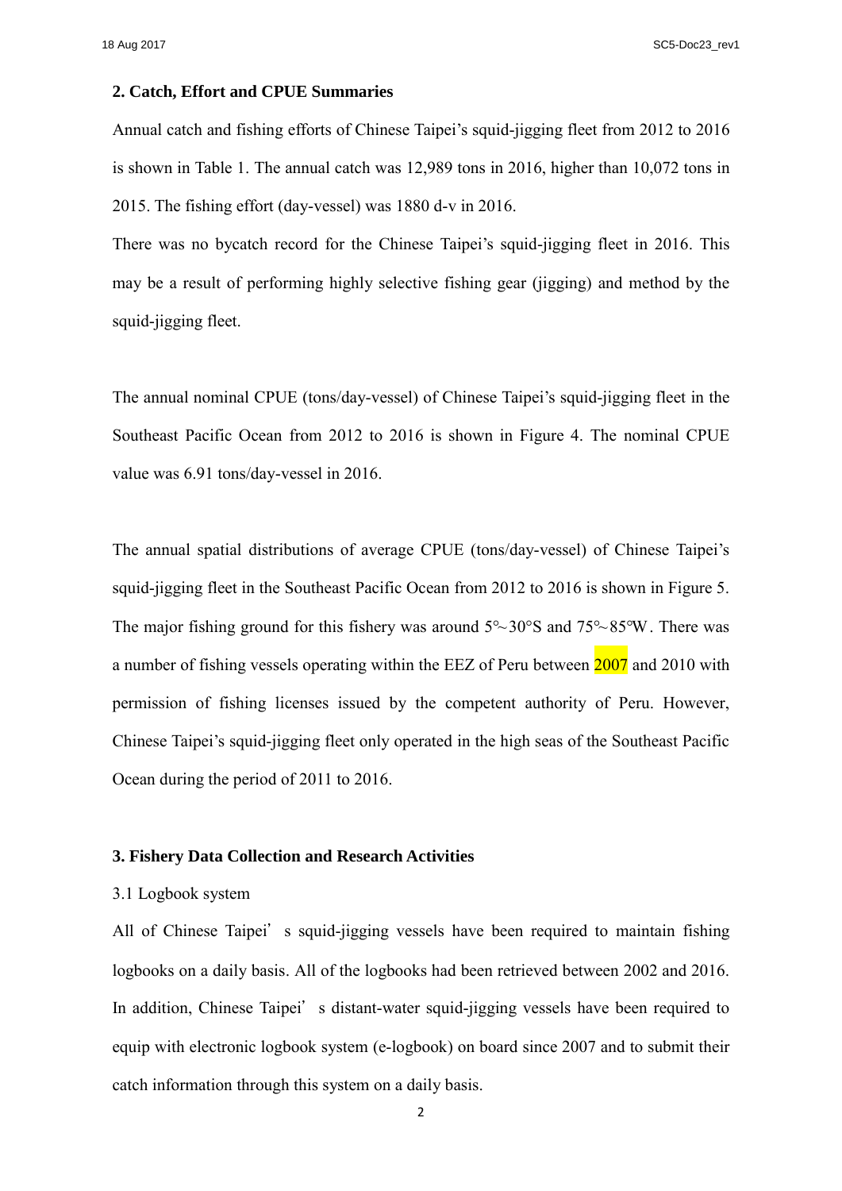## 2. Catch, Effort and CPUE Summaries

Annual catch and fishing efforts of Chinese Taipei's squid-jigging fleet from 2012 to 2016 is shown in Table 1. The annual catch was 12,989 tons in 2016, higher than 10,072 tons in 2015. The fishing effort (day-vessel) was 1880 d-v in 2016.

There was no bycatch record for the Chinese Taipei's squid-jigging fleet in 2016. This may be a result of performing highly selective fishing gear (jigging) and method by the squid-jigging fleet.

The annual nominal CPUE (tons/day-vessel) of Chinese Taipei's squid-jigging fleet in the Southeast Pacific Ocean from 2012 to 2016 is shown in Figure 4. The nominal CPUE value was 6.91 tons/day-vessel in 2016.

The annual spatial distributions of average CPUE (tons/day-vessel) of Chinese Taipei's squid-jigging fleet in the Southeast Pacific Ocean from 2012 to 2016 is shown in Figure 5. The major fishing ground for this fishery was around 5°～30°S and 75°～85°W. There was a number of fishing vessels operating within the EEZ of Peru between 2007 and 2010 with permission of fishing licenses issued by the competent authority of Peru. However, Chinese Taipei's squid-jigging fleet only operated in the high seas of the Southeast Pacific Ocean during the period of 2011 to 2016.

## 3. Fishery Data Collection and Research Activities

3.1 Logbook system

All of Chinese Taipei's squid-jigging vessels have been required to maintain fishing logbooks on a daily basis. All of the logbooks had been retrieved between 2002 and 2016. In addition, Chinese Taipei's distant-water squid-jigging vessels have been required to equip with electronic logbook system (e-logbook) on board since 2007 and to submit their catch information through this system on a daily basis.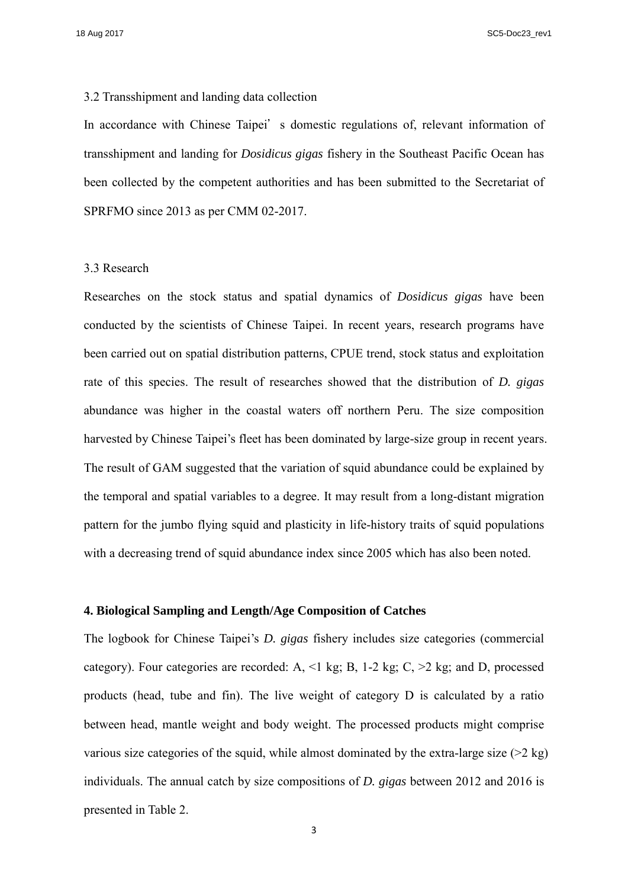3.2 Transshipment and landing data collection

In accordance with Chinese Taipei's domestic regulations of, relevant information of transshipment and landing for *Dosidicus gigas* fishery in the Southeast Pacific Ocean has been collected by the competent authorities and has been submitted to the Secretariat of SPRFMO since 2013 as per CMM 02-2017.

3.3 Research

Researches on the stock status and spatial dynamics of *Dosidicus gigas* have been conducted by the scientists of Chinese Taipei. In recent years, research programs have been carried out on spatial distribution patterns, CPUE trend, stock status and exploitation rate of this species. The result of researches showed that the distribution of *D. gigas* abundance was higher in the coastal waters off northern Peru. The size composition harvested by Chinese Taipei's fleet has been dominated by large-size group in recent years. The result of GAM suggested that the variation of squid abundance could be explained by the temporal and spatial variables to a degree. It may result from a long-distant migration pattern for the jumbo flying squid and plasticity in life-history traits of squid populations with a decreasing trend of squid abundance index since 2005 which has also been noted.

**4. Biological Sampling and Length/Age Composition of Catches**

The logbook for Chinese Taipei's *D. gigas* fishery includes size categories (commercial category). Four categories are recorded: A, <1 kg; B, 1-2 kg; C, >2 kg; and D, processed products (head, tube and fin). The live weight of category D is calculated by a ratio between head, mantle weight and body weight. The processed products might comprise various size categories of the squid, while almost dominated by the extra-large size (>2 kg) individuals. The annual catch by size compositions of *D. gigas* between 2012 and 2016 is presented in Table 2.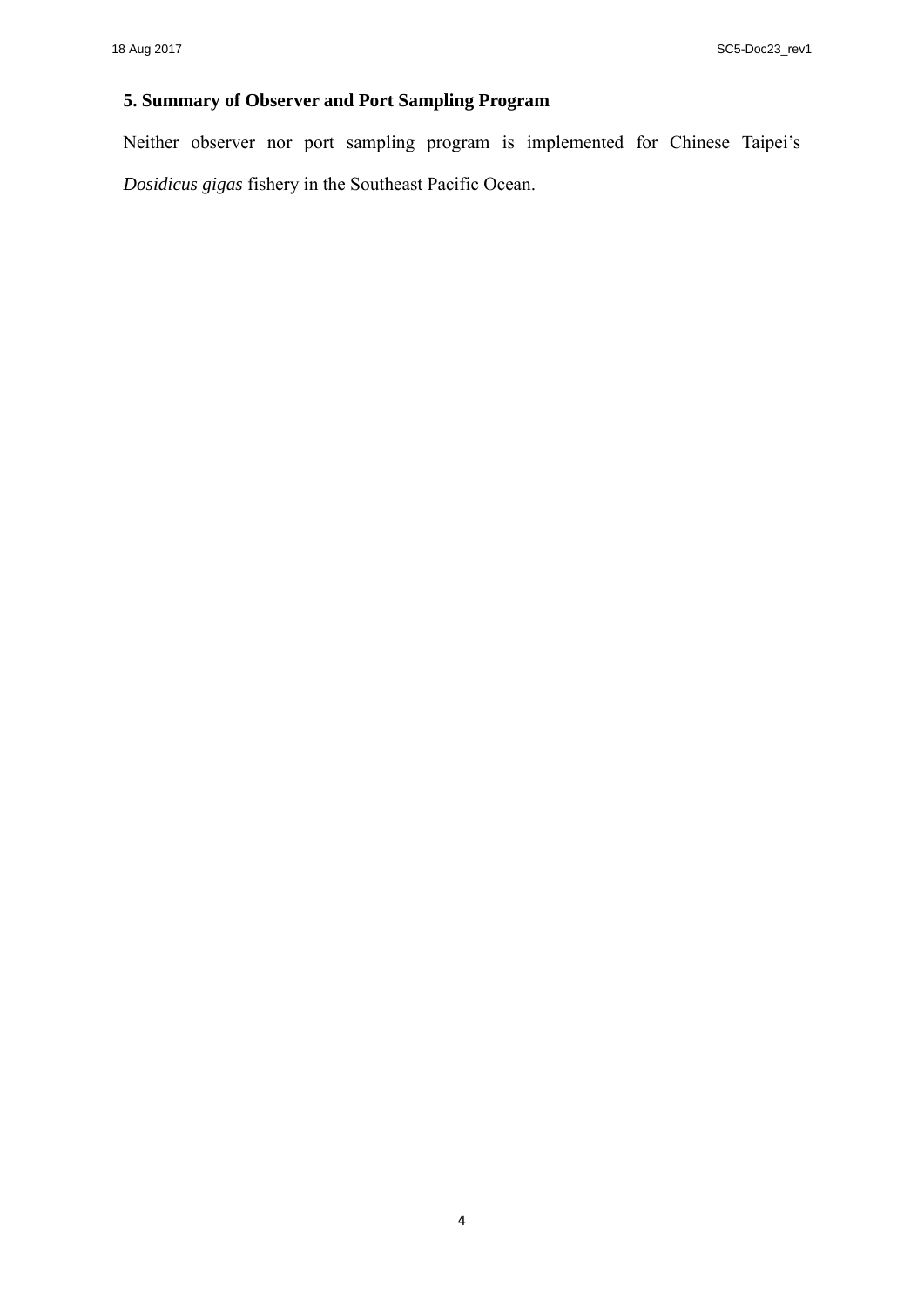## 5. Summary of Observer and Port Sampling Program

Neither observer nor port sampling program is implemented for Chinese Taipei's *Dosidicus gigas* fishery in the Southeast Pacific Ocean.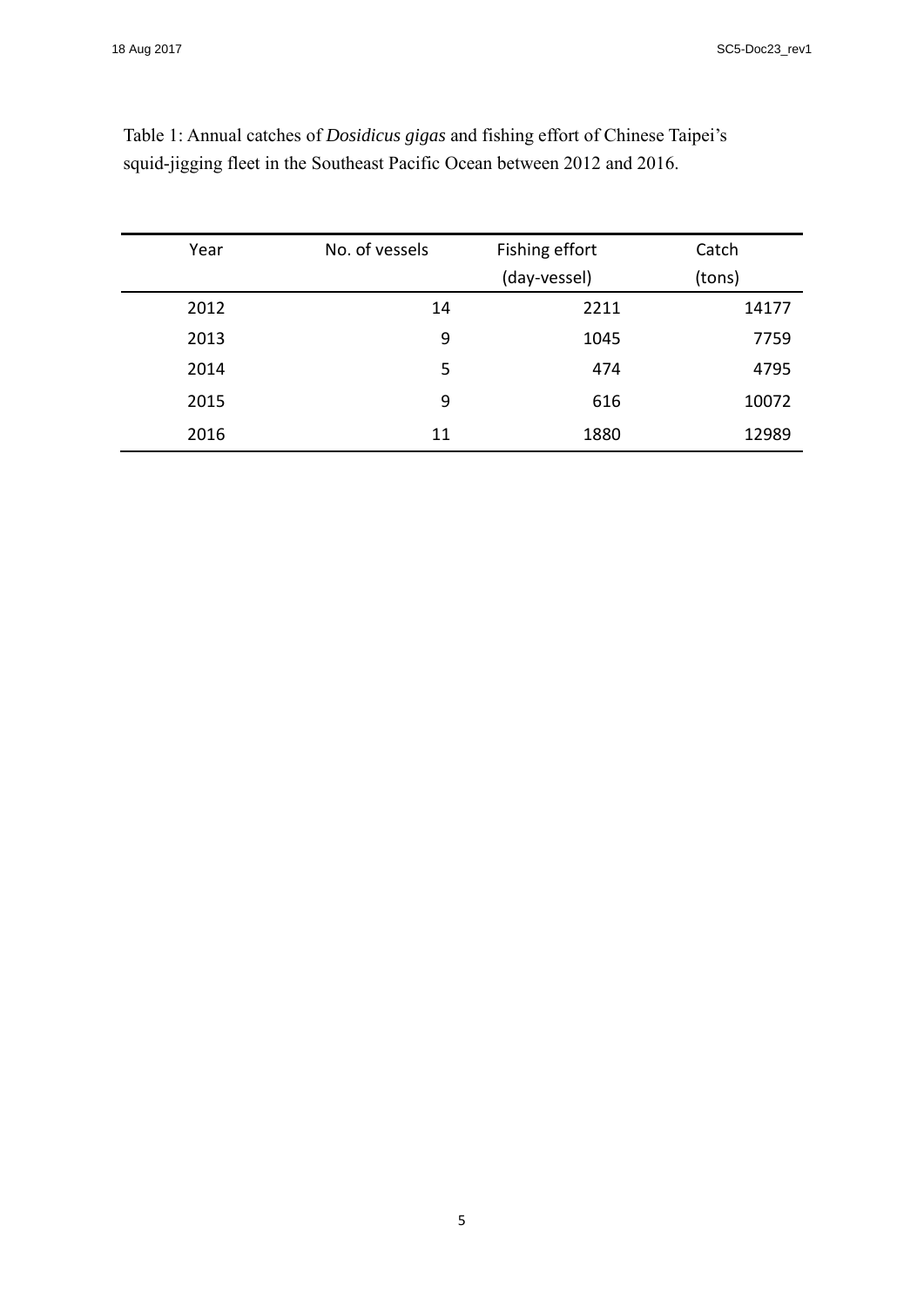Table 1: Annual catches of *Dosidicus gigas* and fishing effort of Chinese Taipei's squid-jigging fleet in the Southeast Pacific Ocean between 2012 and 2016.

| Year | No. of vessels | Fishing effort (day-vessel) | Catch (tons) |
|---|---|---|---|
| 2012 | 14 | 2211 | 14177 |
| 2013 | 9 | 1045 | 7759 |
| 2014 | 5 | 474 | 4795 |
| 2015 | 9 | 616 | 10072 |
| 2016 | 11 | 1880 | 12989 |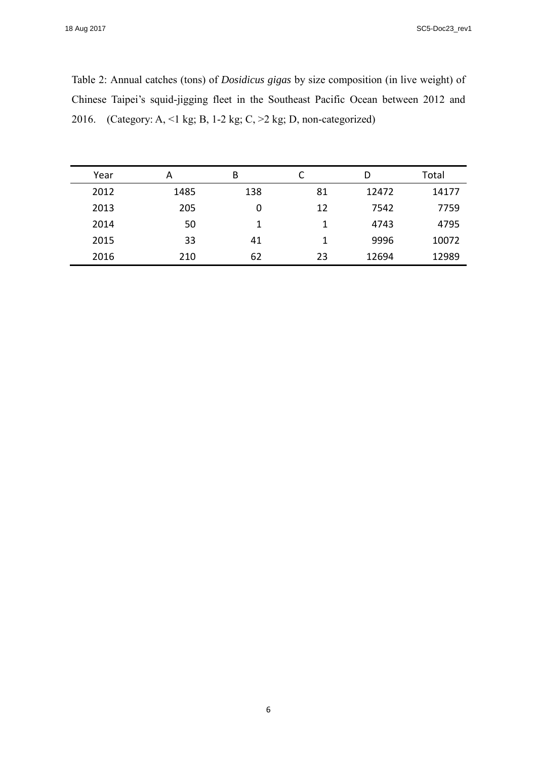Table 2: Annual catches (tons) of *Dosidicus gigas* by size composition (in live weight) of Chinese Taipei's squid-jigging fleet in the Southeast Pacific Ocean between 2012 and 2016. (Category: A, <1 kg; B, 1-2 kg; C, >2 kg; D, non-categorized)

| Year | A | B | C | D | Total |
|---|---|---|---|---|---|
| 2012 | 1485 | 138 | 81 | 12472 | 14177 |
| 2013 | 205 | 0 | 12 | 7542 | 7759 |
| 2014 | 50 | 1 | 1 | 4743 | 4795 |
| 2015 | 33 | 41 | 1 | 9996 | 10072 |
| 2016 | 210 | 62 | 23 | 12694 | 12989 |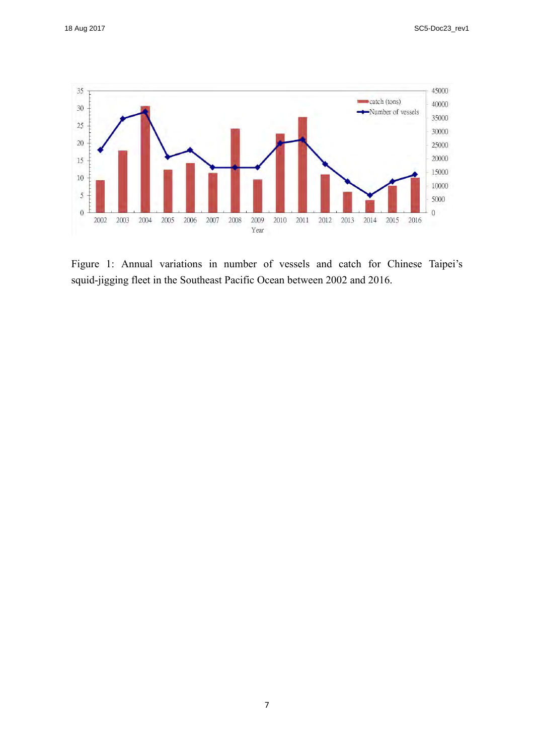Figure 1: Annual variations in number of vessels and catch for Chinese Taipei's squid-jigging fleet in the Southeast Pacific Ocean between 2002 and 2016.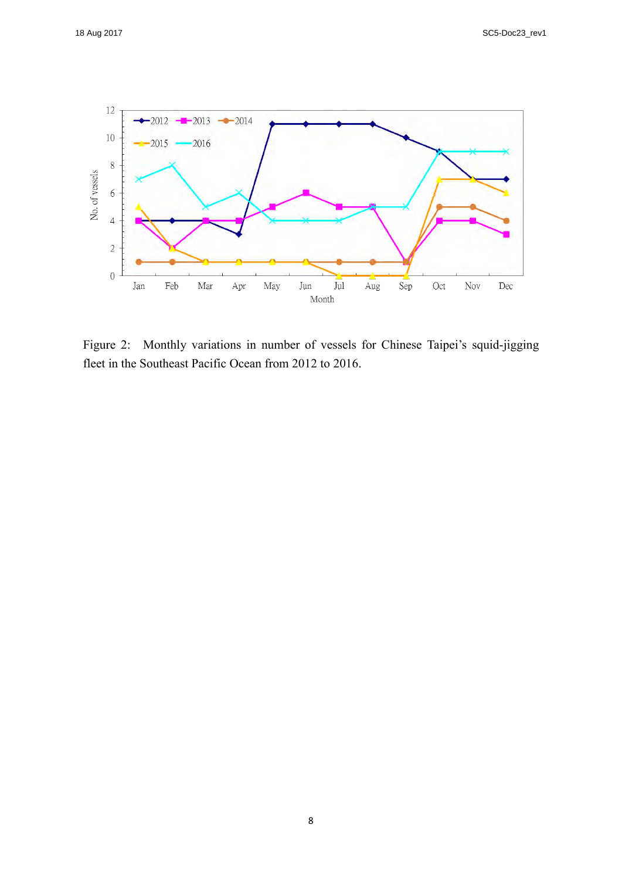Figure 2: Monthly variations in number of vessels for Chinese Taipei's squid-jigging fleet in the Southeast Pacific Ocean from 2012 to 2016.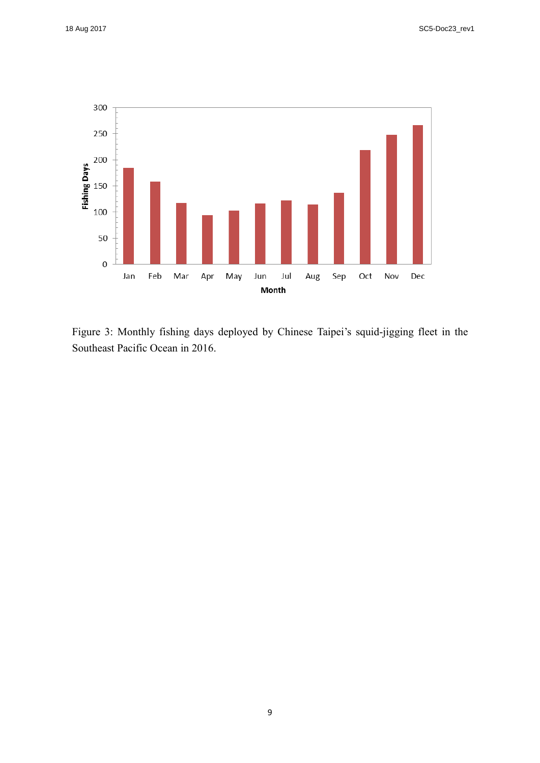Figure 3: Monthly fishing days deployed by Chinese Taipei's squid-jigging fleet in the Southeast Pacific Ocean in 2016.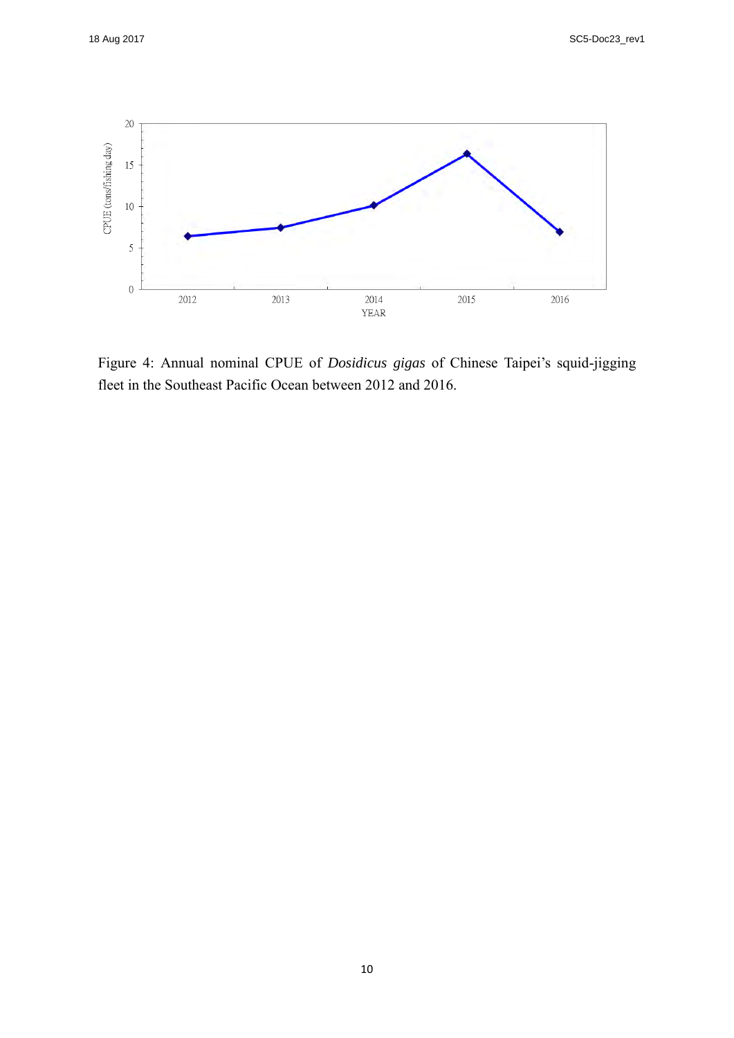Figure 4: Annual nominal CPUE of *Dosidicus gigas* of Chinese Taipei's squid-jigging fleet in the Southeast Pacific Ocean between 2012 and 2016.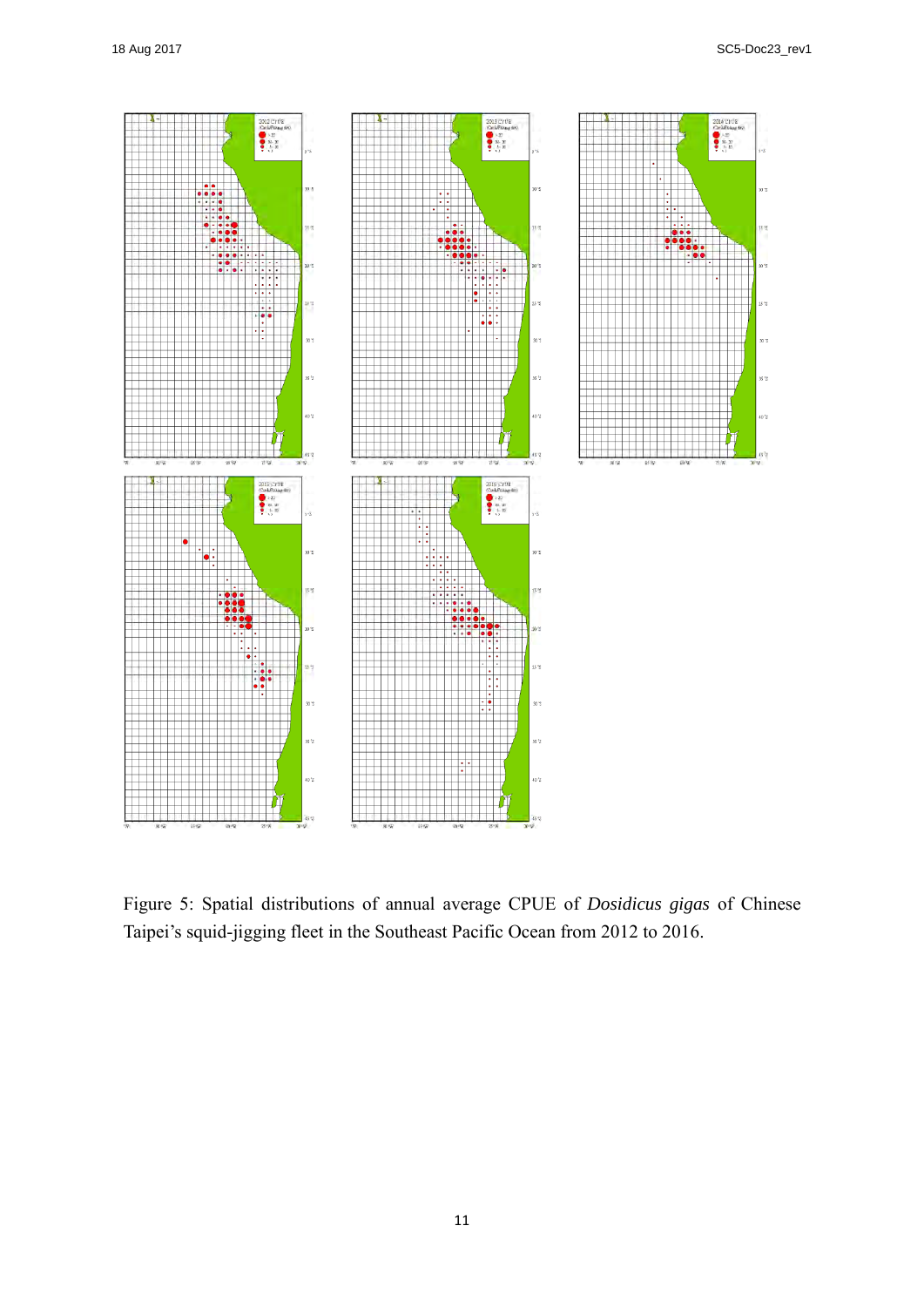2012 CPUE
(Catch/Fishing day)
> 20
10 - 20
5 - 10
< 5

2013 CPUE
(Catch/Fishing day)
> 20
10 - 20
5 - 10
< 5

2014 CPUE
(Catch/Fishing day)
> 20
10 - 20
5 - 10
< 5

2015 CPUE
(Catch/Fishing day)
> 20
10 - 20
5 - 10
< 5

2016 CPUE
(Catch/Fishing day)
> 20
10 - 20
5 - 10
< 5

Figure 5: Spatial distributions of annual average CPUE of *Dosidicus gigas* of Chinese Taipei's squid-jigging fleet in the Southeast Pacific Ocean from 2012 to 2016.